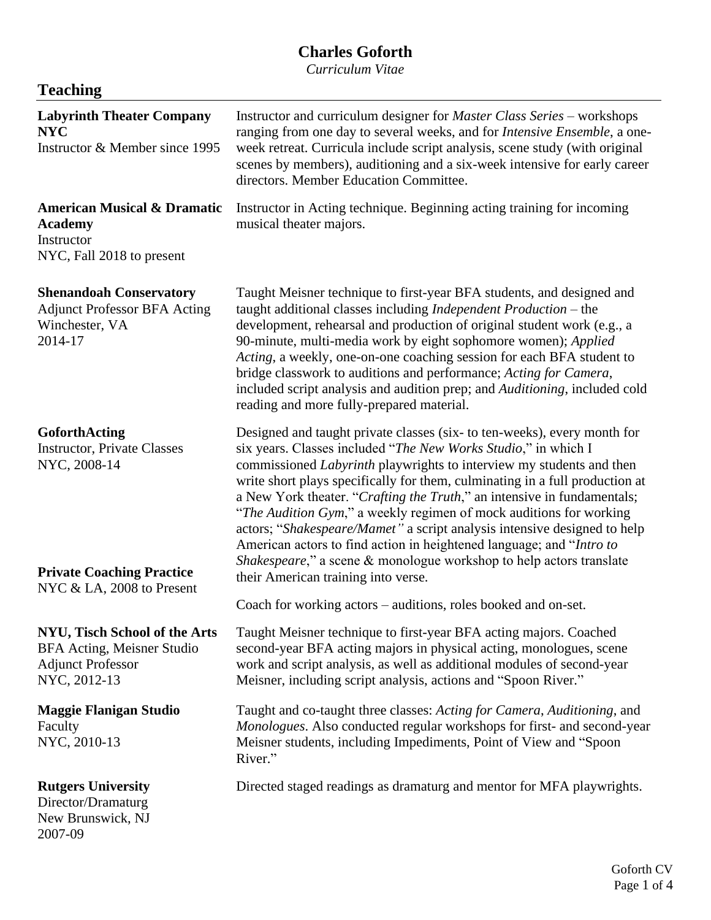# Charles Goforth

*Curriculum Vitae*

## Teaching

**Labyrinth Theater Company NYC**
Instructor & Member since 1995

Instructor and curriculum designer for *Master Class Series* – workshops ranging from one day to several weeks, and for *Intensive Ensemble*, a one-week retreat. Curricula include script analysis, scene study (with original scenes by members), auditioning and a six-week intensive for early career directors. Member Education Committee.

**American Musical & Dramatic Academy**
Instructor
NYC, Fall 2018 to present

Instructor in Acting technique. Beginning acting training for incoming musical theater majors.

**Shenandoah Conservatory**
Adjunct Professor BFA Acting
Winchester, VA
2014-17

Taught Meisner technique to first-year BFA students, and designed and taught additional classes including *Independent Production* – the development, rehearsal and production of original student work (e.g., a 90-minute, multi-media work by eight sophomore women); *Applied Acting*, a weekly, one-on-one coaching session for each BFA student to bridge classwork to auditions and performance; *Acting for Camera*, included script analysis and audition prep; and *Auditioning*, included cold reading and more fully-prepared material.

**GoforthActing**
Instructor, Private Classes
NYC, 2008-14

Designed and taught private classes (six- to ten-weeks), every month for six years. Classes included "*The New Works Studio*," in which I commissioned *Labyrinth* playwrights to interview my students and then write short plays specifically for them, culminating in a full production at a New York theater. "*Crafting the Truth*," an intensive in fundamentals; "*The Audition Gym*," a weekly regimen of mock auditions for working actors; "*Shakespeare/Mamet"* a script analysis intensive designed to help American actors to find action in heightened language; and "*Intro to Shakespeare*," a scene & monologue workshop to help actors translate their American training into verse.

**Private Coaching Practice**
NYC & LA, 2008 to Present

Coach for working actors – auditions, roles booked and on-set.

**NYU, Tisch School of the Arts**
BFA Acting, Meisner Studio
Adjunct Professor
NYC, 2012-13

Taught Meisner technique to first-year BFA acting majors. Coached second-year BFA acting majors in physical acting, monologues, scene work and script analysis, as well as additional modules of second-year Meisner, including script analysis, actions and "Spoon River."

**Maggie Flanigan Studio**
Faculty
NYC, 2010-13

Taught and co-taught three classes: *Acting for Camera*, *Auditioning*, and *Monologues*. Also conducted regular workshops for first- and second-year Meisner students, including Impediments, Point of View and "Spoon River."

**Rutgers University**
Director/Dramaturg
New Brunswick, NJ
2007-09

Directed staged readings as dramaturg and mentor for MFA playwrights.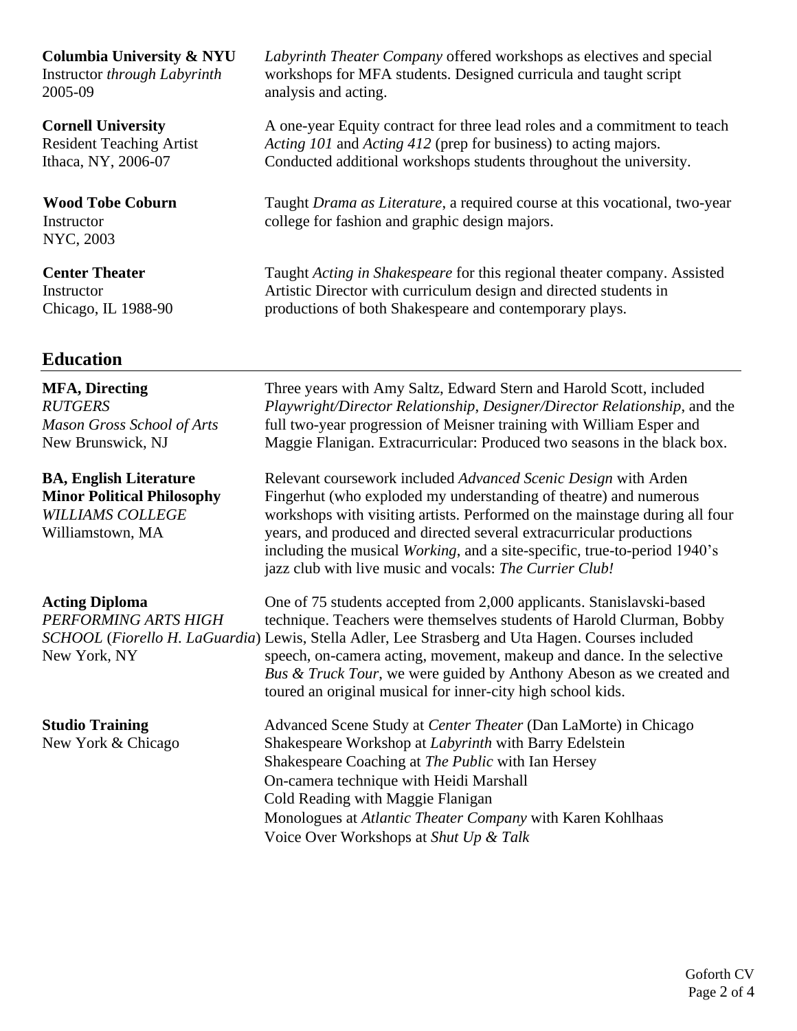**Columbia University & NYU**
Instructor *through Labyrinth*
2005-09

*Labyrinth Theater Company* offered workshops as electives and special workshops for MFA students. Designed curricula and taught script analysis and acting.

**Cornell University**
Resident Teaching Artist
Ithaca, NY, 2006-07

A one-year Equity contract for three lead roles and a commitment to teach *Acting 101* and *Acting 412* (prep for business) to acting majors. Conducted additional workshops students throughout the university.

**Wood Tobe Coburn**
Instructor
NYC, 2003

Taught *Drama as Literature*, a required course at this vocational, two-year college for fashion and graphic design majors.

**Center Theater**
Instructor
Chicago, IL 1988-90

Taught *Acting in Shakespeare* for this regional theater company. Assisted Artistic Director with curriculum design and directed students in productions of both Shakespeare and contemporary plays.

## Education

**MFA, Directing**
*RUTGERS*
*Mason Gross School of Arts*
New Brunswick, NJ

Three years with Amy Saltz, Edward Stern and Harold Scott, included *Playwright/Director Relationship*, *Designer/Director Relationship*, and the full two-year progression of Meisner training with William Esper and Maggie Flanigan. Extracurricular: Produced two seasons in the black box.

**BA, English Literature**
**Minor Political Philosophy**
*WILLIAMS COLLEGE*
Williamstown, MA

Relevant coursework included *Advanced Scenic Design* with Arden Fingerhut (who exploded my understanding of theatre) and numerous workshops with visiting artists. Performed on the mainstage during all four years, and produced and directed several extracurricular productions including the musical *Working*, and a site-specific, true-to-period 1940's jazz club with live music and vocals: *The Currier Club!*

**Acting Diploma**
*PERFORMING ARTS HIGH SCHOOL* (*Fiorello H. LaGuardia*)
New York, NY

One of 75 students accepted from 2,000 applicants. Stanislavski-based technique. Teachers were themselves students of Harold Clurman, Bobby Lewis, Stella Adler, Lee Strasberg and Uta Hagen. Courses included speech, on-camera acting, movement, makeup and dance. In the selective *Bus & Truck Tour*, we were guided by Anthony Abeson as we created and toured an original musical for inner-city high school kids.

**Studio Training**
New York & Chicago

Advanced Scene Study at *Center Theater* (Dan LaMorte) in Chicago
Shakespeare Workshop at *Labyrinth* with Barry Edelstein
Shakespeare Coaching at *The Public* with Ian Hersey
On-camera technique with Heidi Marshall
Cold Reading with Maggie Flanigan
Monologues at *Atlantic Theater Company* with Karen Kohlhaas
Voice Over Workshops at *Shut Up & Talk*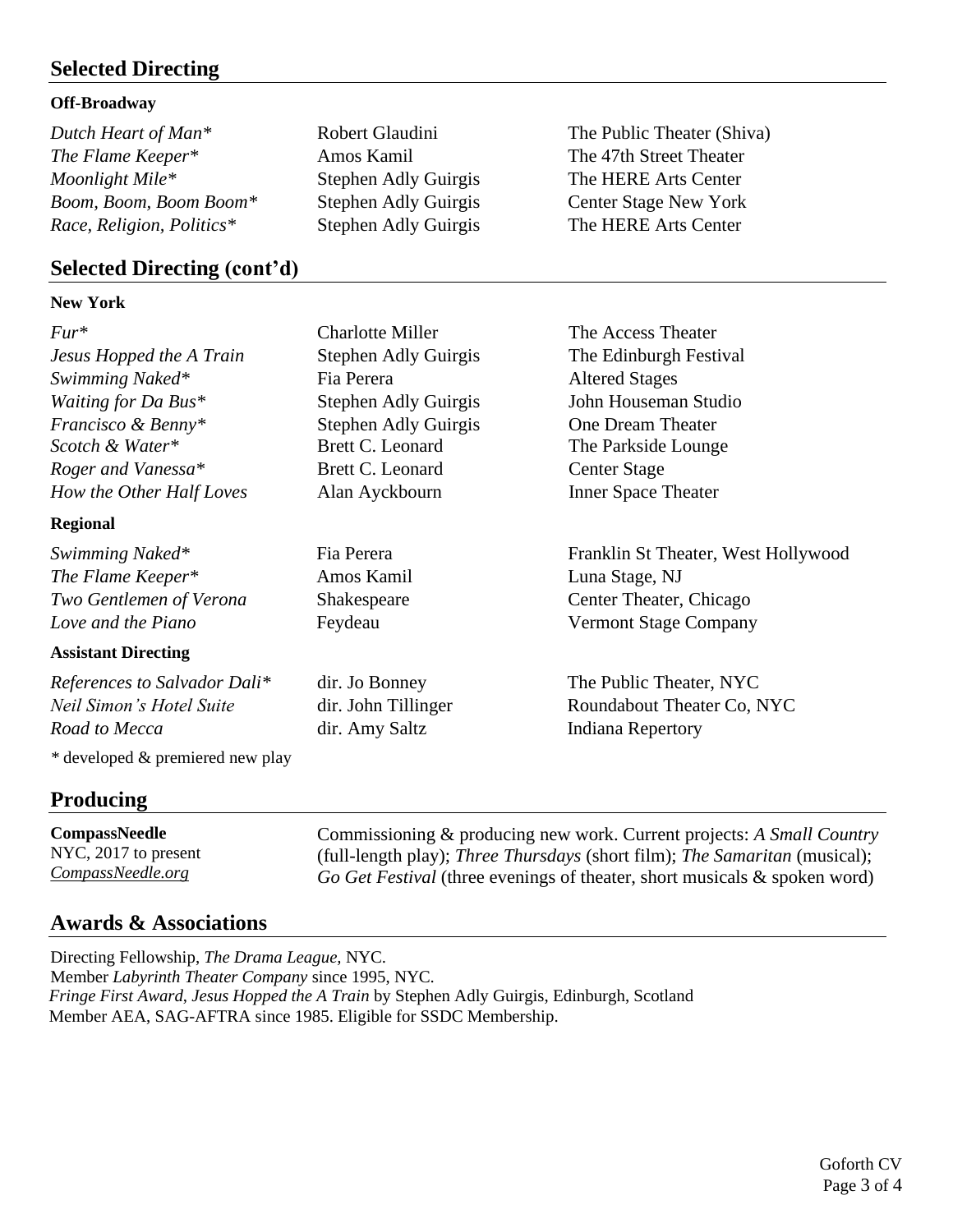## Selected Directing

### Off-Broadway

| | | |
|---|---|---|
| *Dutch Heart of Man** | Robert Glaudini | The Public Theater (Shiva) |
| *The Flame Keeper** | Amos Kamil | The 47th Street Theater |
| *Moonlight Mile** | Stephen Adly Guirgis | The HERE Arts Center |
| *Boom, Boom, Boom Boom** | Stephen Adly Guirgis | Center Stage New York |
| *Race, Religion, Politics** | Stephen Adly Guirgis | The HERE Arts Center |

## Selected Directing (cont'd)

### New York

| | | |
|---|---|---|
| *Fur** | Charlotte Miller | The Access Theater |
| *Jesus Hopped the A Train* | Stephen Adly Guirgis | The Edinburgh Festival |
| *Swimming Naked** | Fia Perera | Altered Stages |
| *Waiting for Da Bus** | Stephen Adly Guirgis | John Houseman Studio |
| *Francisco & Benny** | Stephen Adly Guirgis | One Dream Theater |
| *Scotch & Water** | Brett C. Leonard | The Parkside Lounge |
| *Roger and Vanessa** | Brett C. Leonard | Center Stage |
| *How the Other Half Loves* | Alan Ayckbourn | Inner Space Theater |

### Regional

| | | |
|---|---|---|
| *Swimming Naked** | Fia Perera | Franklin St Theater, West Hollywood |
| *The Flame Keeper** | Amos Kamil | Luna Stage, NJ |
| *Two Gentlemen of Verona* | Shakespeare | Center Theater, Chicago |
| *Love and the Piano* | Feydeau | Vermont Stage Company |

### Assistant Directing

| | | |
|---|---|---|
| *References to Salvador Dali** | dir. Jo Bonney | The Public Theater, NYC |
| *Neil Simon's Hotel Suite* | dir. John Tillinger | Roundabout Theater Co, NYC |
| *Road to Mecca* | dir. Amy Saltz | Indiana Repertory |

* developed & premiered new play

## Producing

**CompassNeedle**
NYC, 2017 to present
*CompassNeedle.org*

Commissioning & producing new work. Current projects: *A Small Country* (full-length play); *Three Thursdays* (short film); *The Samaritan* (musical); *Go Get Festival* (three evenings of theater, short musicals & spoken word)

## Awards & Associations

Directing Fellowship, *The Drama League,* NYC.
Member *Labyrinth Theater Company* since 1995, NYC.
*Fringe First Award, Jesus Hopped the A Train* by Stephen Adly Guirgis, Edinburgh, Scotland
Member AEA, SAG-AFTRA since 1985. Eligible for SSDC Membership.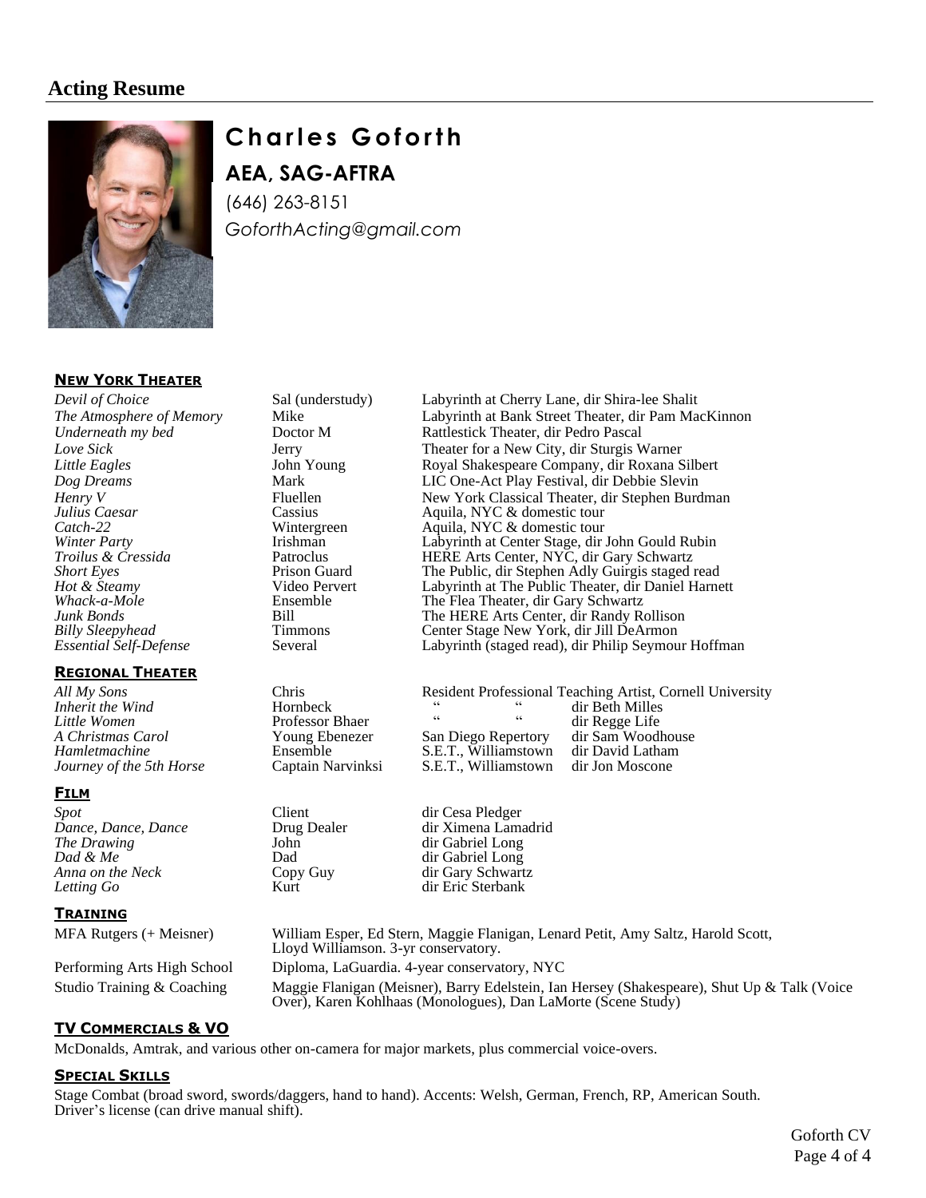## Acting Resume

# Charles Goforth

### AEA, SAG-AFTRA

(646) 263-8151

*GoforthActing@gmail.com*

### NEW YORK THEATER

| | | |
|---|---|---|
| *Devil of Choice* | Sal (understudy) | Labyrinth at Cherry Lane, dir Shira-lee Shalit |
| *The Atmosphere of Memory* | Mike | Labyrinth at Bank Street Theater, dir Pam MacKinnon |
| *Underneath my bed* | Doctor M | Rattlestick Theater, dir Pedro Pascal |
| *Love Sick* | Jerry | Theater for a New City, dir Sturgis Warner |
| *Little Eagles* | John Young | Royal Shakespeare Company, dir Roxana Silbert |
| *Dog Dreams* | Mark | LIC One-Act Play Festival, dir Debbie Slevin |
| *Henry V* | Fluellen | New York Classical Theater, dir Stephen Burdman |
| *Julius Caesar* | Cassius | Aquila, NYC & domestic tour |
| *Catch-22* | Wintergreen | Aquila, NYC & domestic tour |
| *Winter Party* | Irishman | Labyrinth at Center Stage, dir John Gould Rubin |
| *Troilus & Cressida* | Patroclus | HERE Arts Center, NYC, dir Gary Schwartz |
| *Short Eyes* | Prison Guard | The Public, dir Stephen Adly Guirgis staged read |
| *Hot & Steamy* | Video Pervert | Labyrinth at The Public Theater, dir Daniel Harnett |
| *Whack-a-Mole* | Ensemble | The Flea Theater, dir Gary Schwartz |
| *Junk Bonds* | Bill | The HERE Arts Center, dir Randy Rollison |
| *Billy Sleepyhead* | Timmons | Center Stage New York, dir Jill DeArmon |
| *Essential Self-Defense* | Several | Labyrinth (staged read), dir Philip Seymour Hoffman |

### REGIONAL THEATER

| | | | |
|---|---|---|---|
| *All My Sons* | Chris | Resident Professional Teaching Artist, Cornell University | |
| *Inherit the Wind* | Hornbeck | " " | dir Beth Milles |
| *Little Women* | Professor Bhaer | " " | dir Regge Life |
| *A Christmas Carol* | Young Ebenezer | San Diego Repertory | dir Sam Woodhouse |
| *Hamletmachine* | Ensemble | S.E.T., Williamstown | dir David Latham |
| *Journey of the 5th Horse* | Captain Narvinksi | S.E.T., Williamstown | dir Jon Moscone |

### FILM

| | | |
|---|---|---|
| *Spot* | Client | dir Cesa Pledger |
| *Dance, Dance, Dance* | Drug Dealer | dir Ximena Lamadrid |
| *The Drawing* | John | dir Gabriel Long |
| *Dad & Me* | Dad | dir Gabriel Long |
| *Anna on the Neck* | Copy Guy | dir Gary Schwartz |
| *Letting Go* | Kurt | dir Eric Sterbank |

### TRAINING

| | |
|---|---|
| MFA Rutgers (+ Meisner) | William Esper, Ed Stern, Maggie Flanigan, Lenard Petit, Amy Saltz, Harold Scott, Lloyd Williamson. 3-yr conservatory. |
| Performing Arts High School | Diploma, LaGuardia. 4-year conservatory, NYC |
| Studio Training & Coaching | Maggie Flanigan (Meisner), Barry Edelstein, Ian Hersey (Shakespeare), Shut Up & Talk (Voice Over), Karen Kohlhaas (Monologues), Dan LaMorte (Scene Study) |

### TV COMMERCIALS & VO

McDonalds, Amtrak, and various other on-camera for major markets, plus commercial voice-overs.

### SPECIAL SKILLS

Stage Combat (broad sword, swords/daggers, hand to hand). Accents: Welsh, German, French, RP, American South. Driver's license (can drive manual shift).